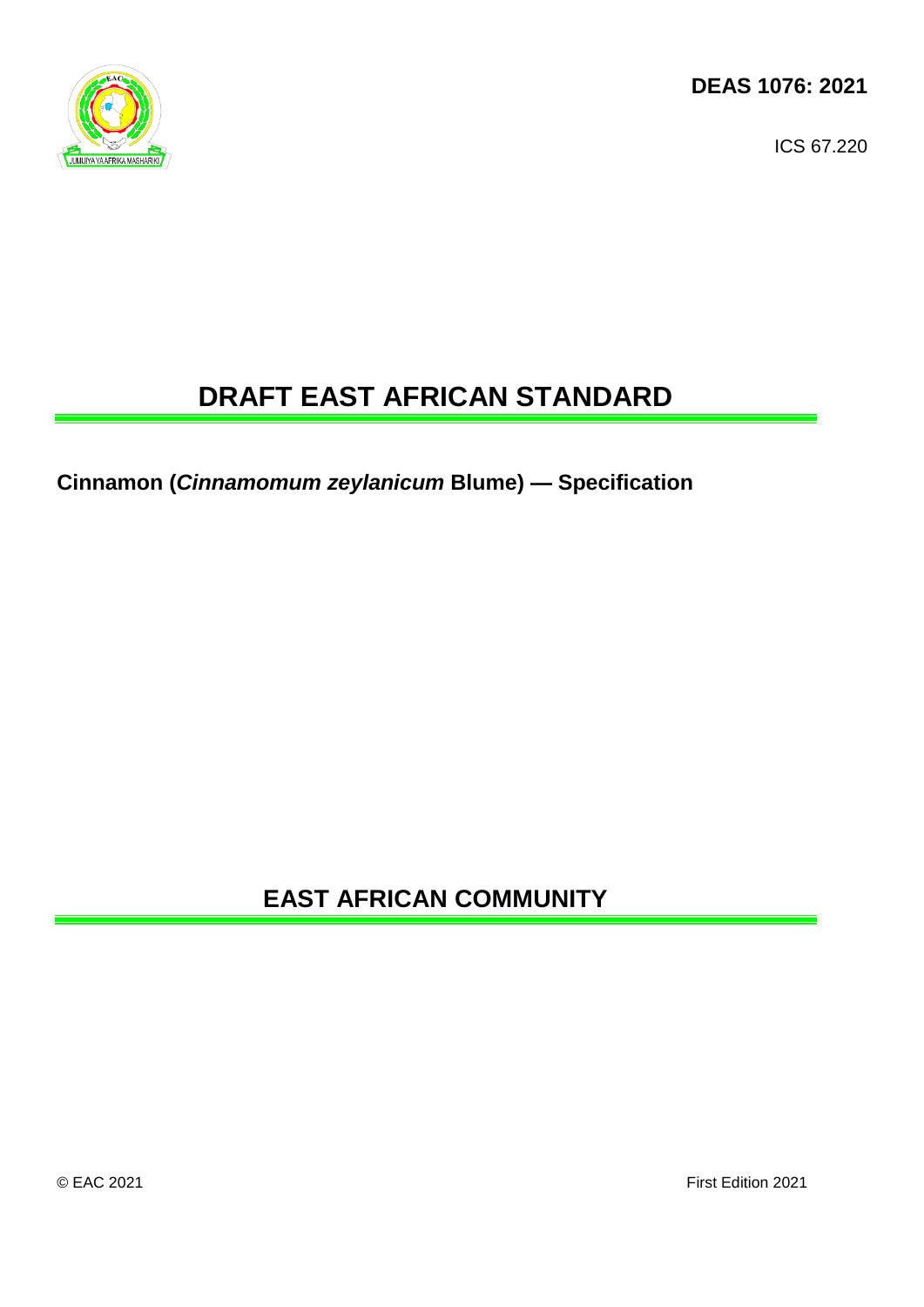**DEAS 1076: 2021**

ICS 67.220

# DRAFT EAST AFRICAN STANDARD

**Cinnamon (*Cinnamomum zeylanicum* Blume) — Specification**

## EAST AFRICAN COMMUNITY

© EAC 2021

First Edition 2021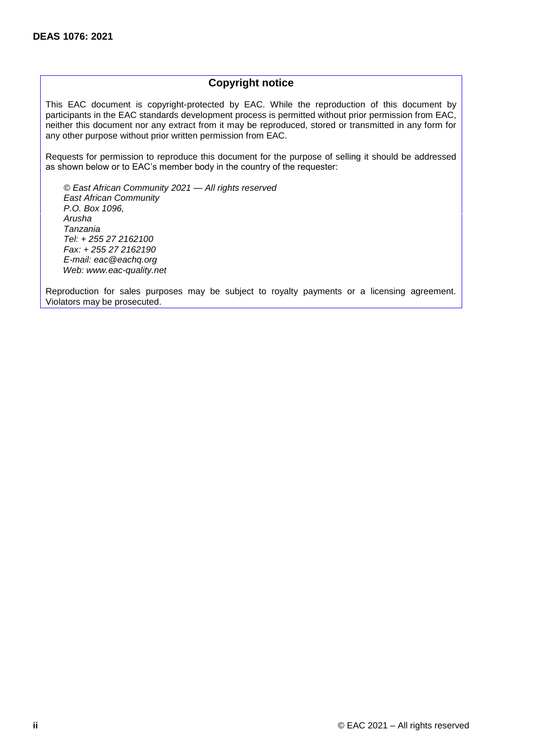## Copyright notice

This EAC document is copyright-protected by EAC. While the reproduction of this document by participants in the EAC standards development process is permitted without prior permission from EAC, neither this document nor any extract from it may be reproduced, stored or transmitted in any form for any other purpose without prior written permission from EAC.

Requests for permission to reproduce this document for the purpose of selling it should be addressed as shown below or to EAC's member body in the country of the requester:

*© East African Community 2021 — All rights reserved*
*East African Community*
*P.O. Box 1096,*
*Arusha*
*Tanzania*
*Tel: + 255 27 2162100*
*Fax: + 255 27 2162190*
*E-mail: eac@eachq.org*
*Web: www.eac-quality.net*

Reproduction for sales purposes may be subject to royalty payments or a licensing agreement. Violators may be prosecuted.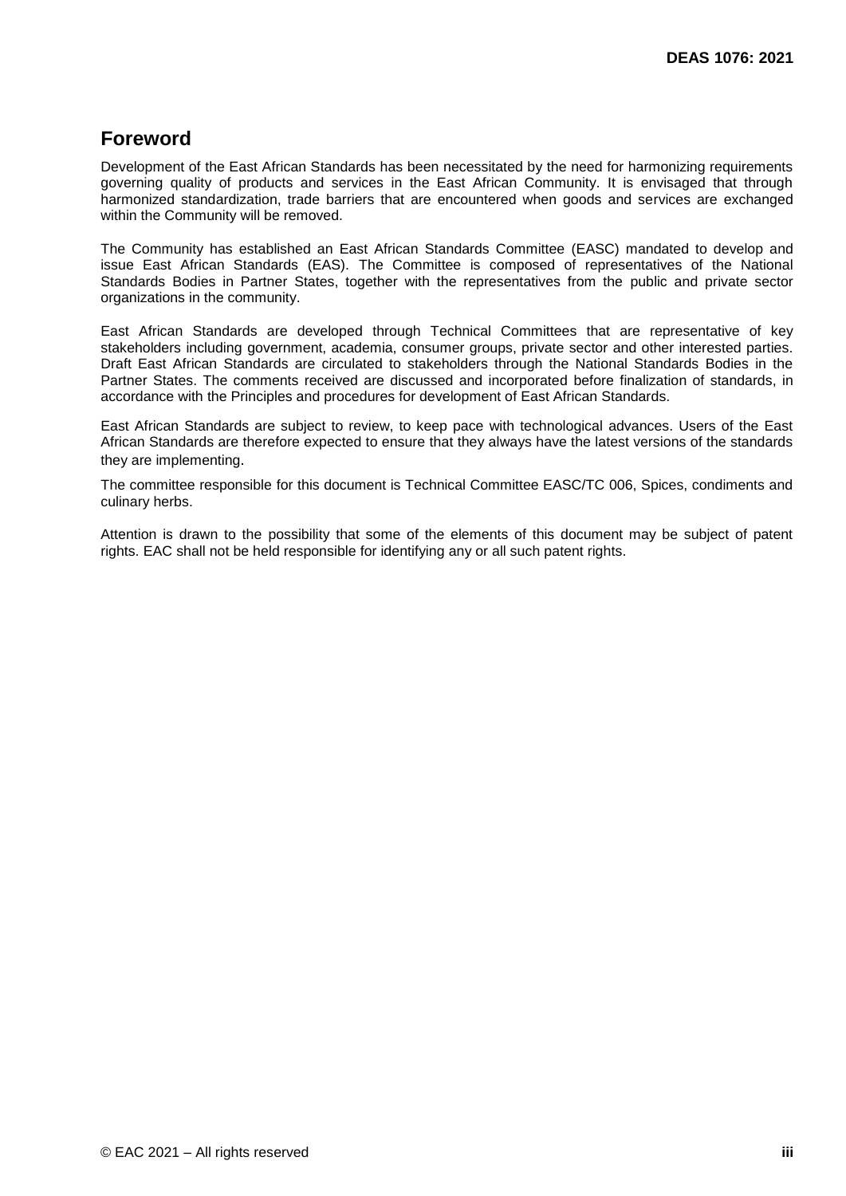## Foreword

Development of the East African Standards has been necessitated by the need for harmonizing requirements governing quality of products and services in the East African Community. It is envisaged that through harmonized standardization, trade barriers that are encountered when goods and services are exchanged within the Community will be removed.

The Community has established an East African Standards Committee (EASC) mandated to develop and issue East African Standards (EAS). The Committee is composed of representatives of the National Standards Bodies in Partner States, together with the representatives from the public and private sector organizations in the community.

East African Standards are developed through Technical Committees that are representative of key stakeholders including government, academia, consumer groups, private sector and other interested parties. Draft East African Standards are circulated to stakeholders through the National Standards Bodies in the Partner States. The comments received are discussed and incorporated before finalization of standards, in accordance with the Principles and procedures for development of East African Standards.

East African Standards are subject to review, to keep pace with technological advances. Users of the East African Standards are therefore expected to ensure that they always have the latest versions of the standards they are implementing.

The committee responsible for this document is Technical Committee EASC/TC 006, Spices, condiments and culinary herbs.

Attention is drawn to the possibility that some of the elements of this document may be subject of patent rights. EAC shall not be held responsible for identifying any or all such patent rights.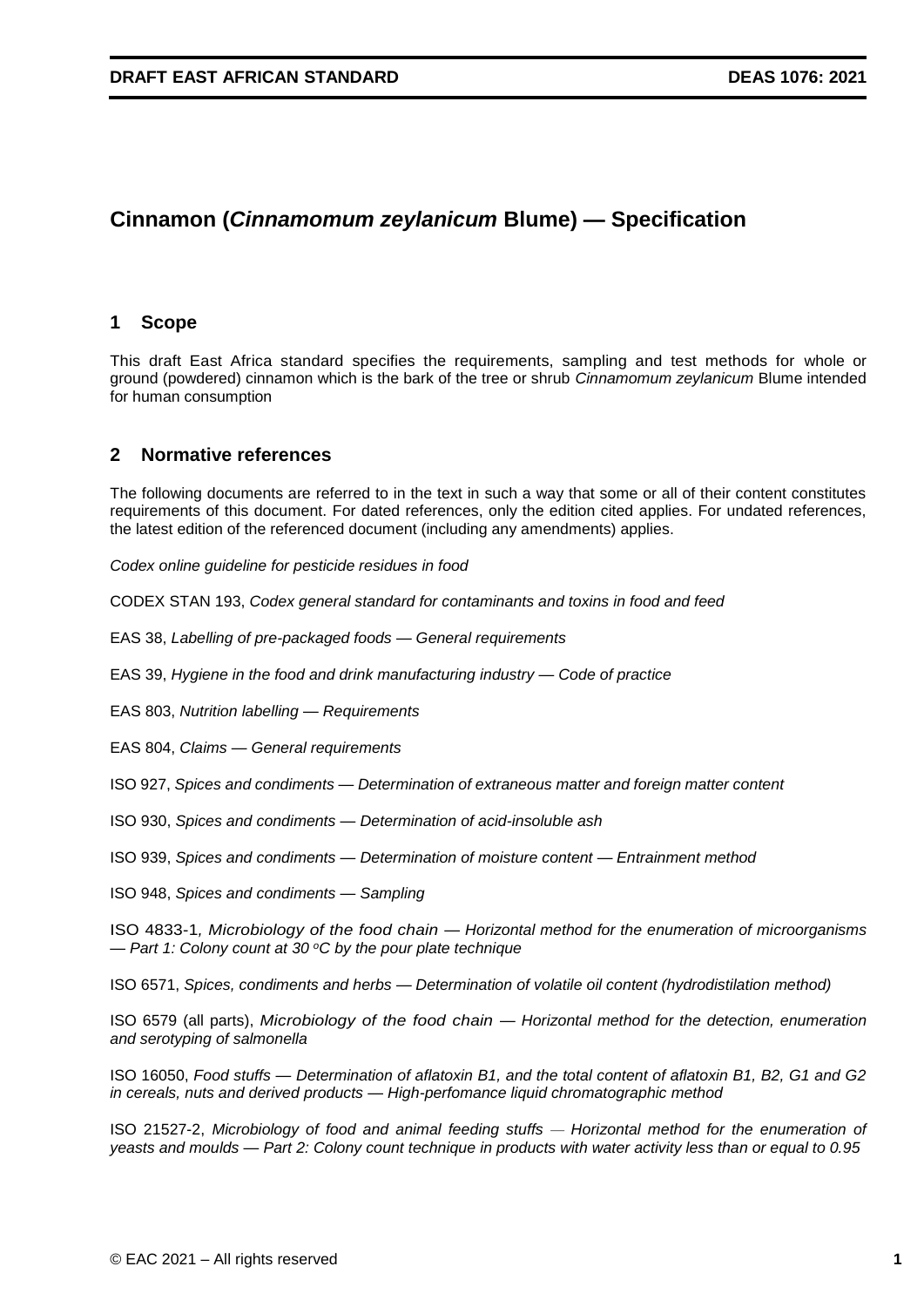# Cinnamon (*Cinnamomum zeylanicum* Blume) — Specification

## 1 Scope

This draft East Africa standard specifies the requirements, sampling and test methods for whole or ground (powdered) cinnamon which is the bark of the tree or shrub *Cinnamomum zeylanicum* Blume intended for human consumption

## 2 Normative references

The following documents are referred to in the text in such a way that some or all of their content constitutes requirements of this document. For dated references, only the edition cited applies. For undated references, the latest edition of the referenced document (including any amendments) applies.

*Codex online guideline for pesticide residues in food*

CODEX STAN 193, *Codex general standard for contaminants and toxins in food and feed*

EAS 38, *Labelling of pre-packaged foods — General requirements*

EAS 39, *Hygiene in the food and drink manufacturing industry — Code of practice*

EAS 803, *Nutrition labelling — Requirements*

EAS 804, *Claims — General requirements*

ISO 927, *Spices and condiments — Determination of extraneous matter and foreign matter content*

ISO 930, *Spices and condiments — Determination of acid-insoluble ash*

ISO 939, *Spices and condiments — Determination of moisture content — Entrainment method*

ISO 948, *Spices and condiments — Sampling*

ISO 4833-1, *Microbiology of the food chain — Horizontal method for the enumeration of microorganisms — Part 1: Colony count at 30 °C by the pour plate technique*

ISO 6571, *Spices, condiments and herbs — Determination of volatile oil content (hydrodistilation method)*

ISO 6579 (all parts), *Microbiology of the food chain — Horizontal method for the detection, enumeration and serotyping of salmonella*

ISO 16050, *Food stuffs — Determination of aflatoxin B1, and the total content of aflatoxin B1, B2, G1 and G2 in cereals, nuts and derived products — High-perfomance liquid chromatographic method*

ISO 21527-2, *Microbiology of food and animal feeding stuffs — Horizontal method for the enumeration of yeasts and moulds — Part 2: Colony count technique in products with water activity less than or equal to 0.95*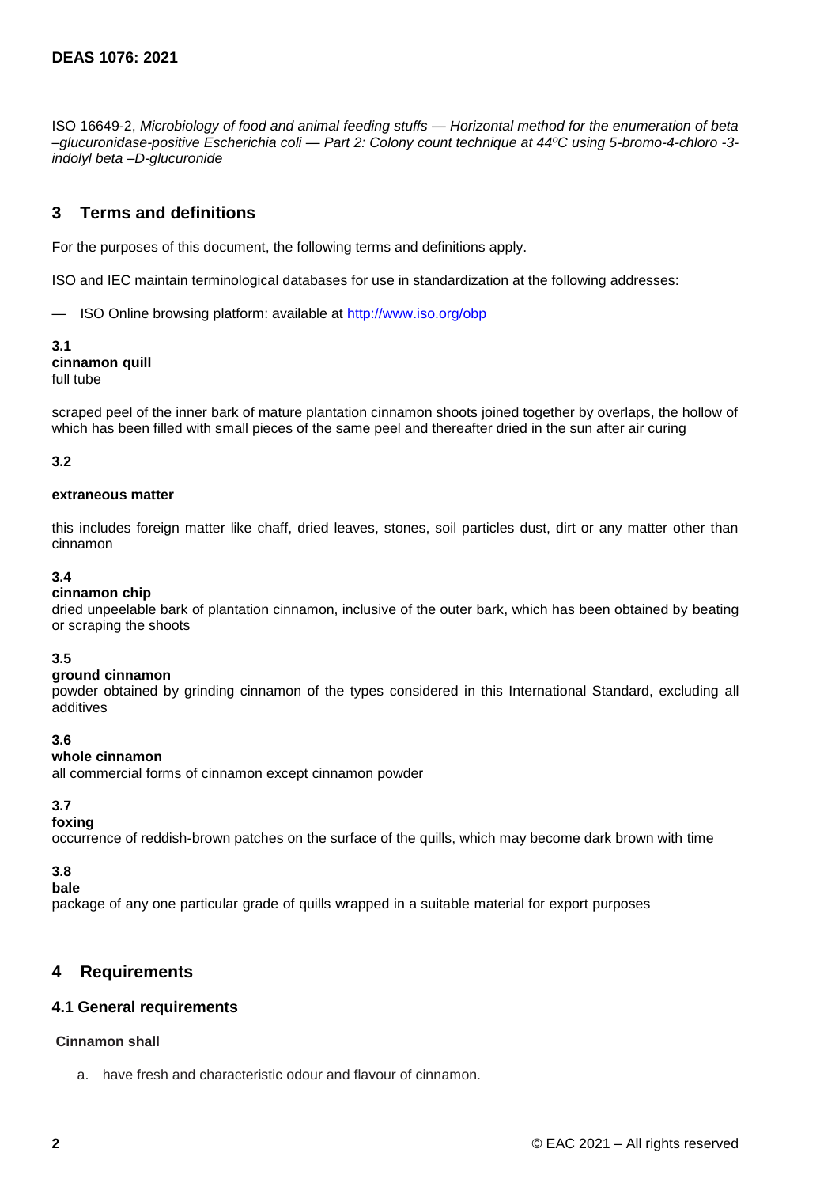ISO 16649-2, *Microbiology of food and animal feeding stuffs — Horizontal method for the enumeration of beta –glucuronidase-positive Escherichia coli — Part 2: Colony count technique at 44ºC using 5-bromo-4-chloro -3-indolyl beta –D-glucuronide*

## 3 Terms and definitions

For the purposes of this document, the following terms and definitions apply.

ISO and IEC maintain terminological databases for use in standardization at the following addresses:

— ISO Online browsing platform: available at http://www.iso.org/obp

**3.1**
**cinnamon quill**
full tube

scraped peel of the inner bark of mature plantation cinnamon shoots joined together by overlaps, the hollow of which has been filled with small pieces of the same peel and thereafter dried in the sun after air curing

**3.2**

**extraneous matter**

this includes foreign matter like chaff, dried leaves, stones, soil particles dust, dirt or any matter other than cinnamon

**3.4**
**cinnamon chip**
dried unpeelable bark of plantation cinnamon, inclusive of the outer bark, which has been obtained by beating or scraping the shoots

**3.5**
**ground cinnamon**
powder obtained by grinding cinnamon of the types considered in this International Standard, excluding all additives

**3.6**
**whole cinnamon**
all commercial forms of cinnamon except cinnamon powder

**3.7**
**foxing**
occurrence of reddish-brown patches on the surface of the quills, which may become dark brown with time

**3.8**
**bale**
package of any one particular grade of quills wrapped in a suitable material for export purposes

## 4 Requirements

### 4.1 General requirements

**Cinnamon shall**

a. have fresh and characteristic odour and flavour of cinnamon.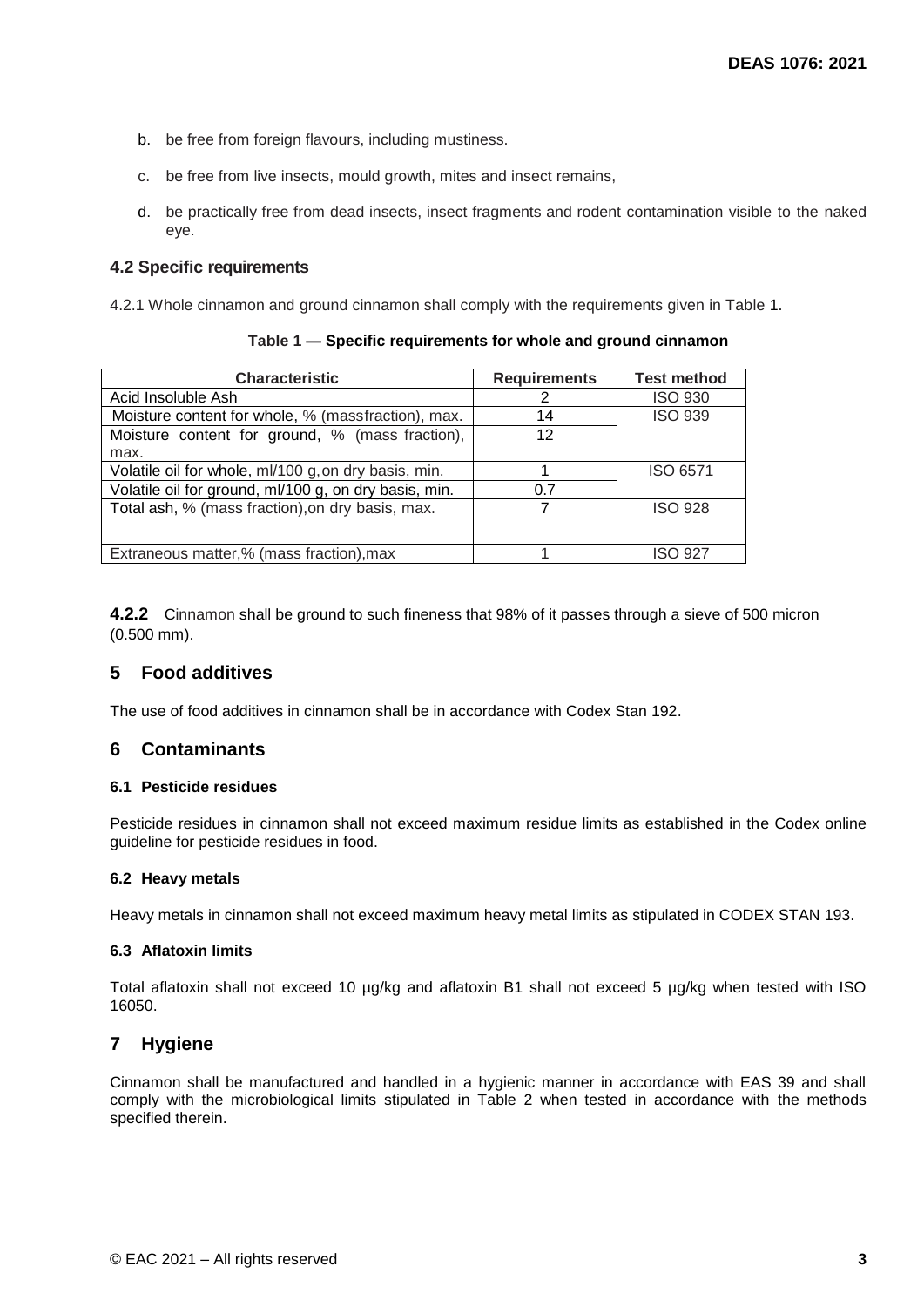b. be free from foreign flavours, including mustiness.

c. be free from live insects, mould growth, mites and insect remains,

d. be practically free from dead insects, insect fragments and rodent contamination visible to the naked eye.

### 4.2 Specific requirements

4.2.1 Whole cinnamon and ground cinnamon shall comply with the requirements given in Table 1.

**Table 1 — Specific requirements for whole and ground cinnamon**

| Characteristic | Requirements | Test method |
|---|---|---|
| Acid Insoluble Ash | 2 | ISO 930 |
| Moisture content for whole, % (massfraction), max. | 14 | ISO 939 |
| Moisture content for ground, % (mass fraction), max. | 12 | |
| Volatile oil for whole, ml/100 g, on dry basis, min. | 1 | ISO 6571 |
| Volatile oil for ground, ml/100 g, on dry basis, min. | 0.7 | |
| Total ash, % (mass fraction), on dry basis, max. | 7 | ISO 928 |
| Extraneous matter, % (mass fraction), max | 1 | ISO 927 |

**4.2.2** Cinnamon shall be ground to such fineness that 98% of it passes through a sieve of 500 micron (0.500 mm).

## 5 Food additives

The use of food additives in cinnamon shall be in accordance with Codex Stan 192.

## 6 Contaminants

### 6.1 Pesticide residues

Pesticide residues in cinnamon shall not exceed maximum residue limits as established in the Codex online guideline for pesticide residues in food.

### 6.2 Heavy metals

Heavy metals in cinnamon shall not exceed maximum heavy metal limits as stipulated in CODEX STAN 193.

### 6.3 Aflatoxin limits

Total aflatoxin shall not exceed 10 µg/kg and aflatoxin B1 shall not exceed 5 µg/kg when tested with ISO 16050.

## 7 Hygiene

Cinnamon shall be manufactured and handled in a hygienic manner in accordance with EAS 39 and shall comply with the microbiological limits stipulated in Table 2 when tested in accordance with the methods specified therein.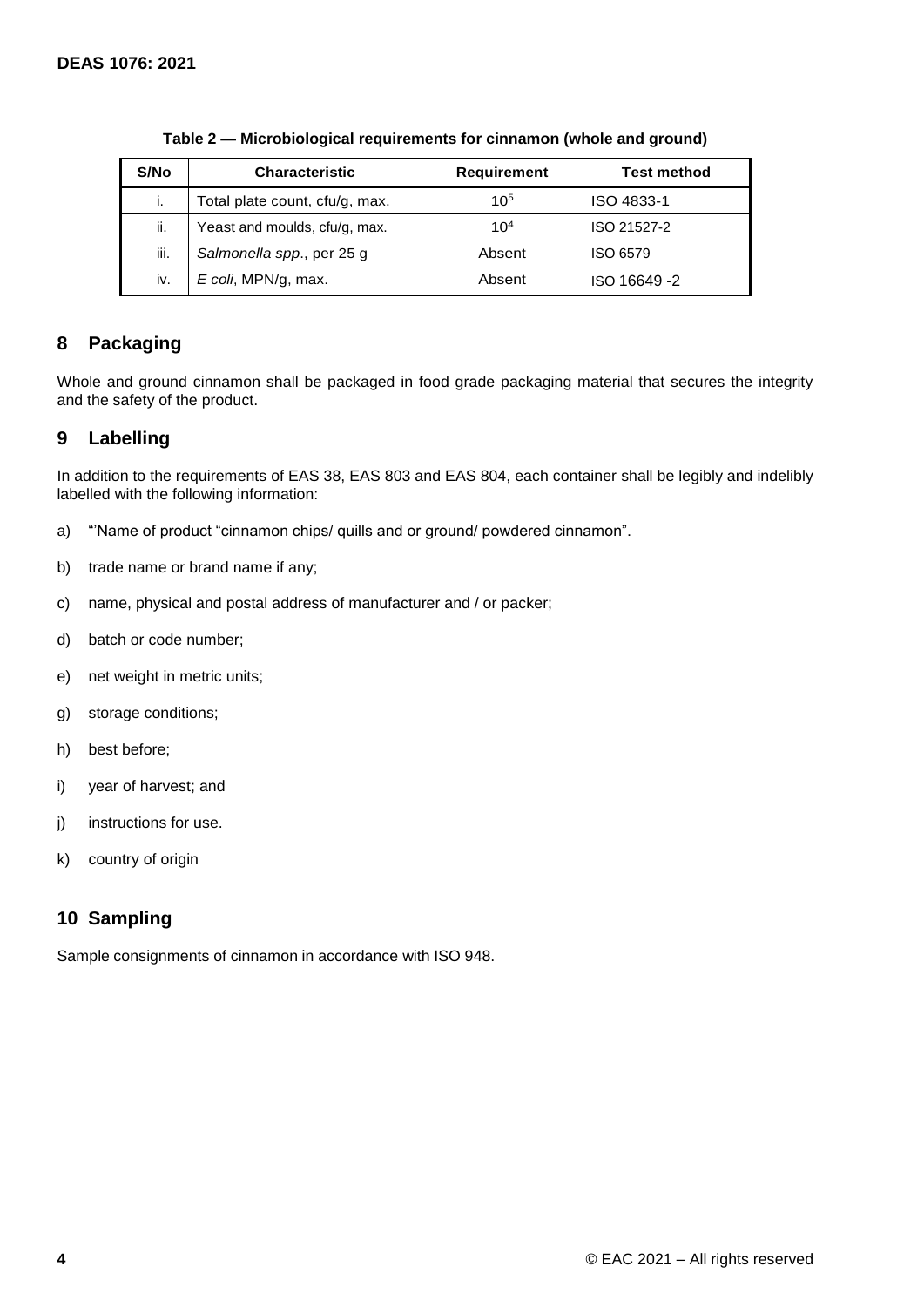**Table 2 — Microbiological requirements for cinnamon (whole and ground)**

| S/No | Characteristic | Requirement | Test method |
|---|---|---|---|
| i. | Total plate count, cfu/g, max. | $10^5$ | ISO 4833-1 |
| ii. | Yeast and moulds, cfu/g, max. | $10^4$ | ISO 21527-2 |
| iii. | *Salmonella spp*., per 25 g | Absent | ISO 6579 |
| iv. | *E coli*, MPN/g, max. | Absent | ISO 16649 -2 |

## 8 Packaging

Whole and ground cinnamon shall be packaged in food grade packaging material that secures the integrity and the safety of the product.

## 9 Labelling

In addition to the requirements of EAS 38, EAS 803 and EAS 804, each container shall be legibly and indelibly labelled with the following information:

a) "'Name of product "cinnamon chips/ quills and or ground/ powdered cinnamon".

b) trade name or brand name if any;

c) name, physical and postal address of manufacturer and / or packer;

d) batch or code number;

e) net weight in metric units;

g) storage conditions;

h) best before;

i) year of harvest; and

j) instructions for use.

k) country of origin

## 10 Sampling

Sample consignments of cinnamon in accordance with ISO 948.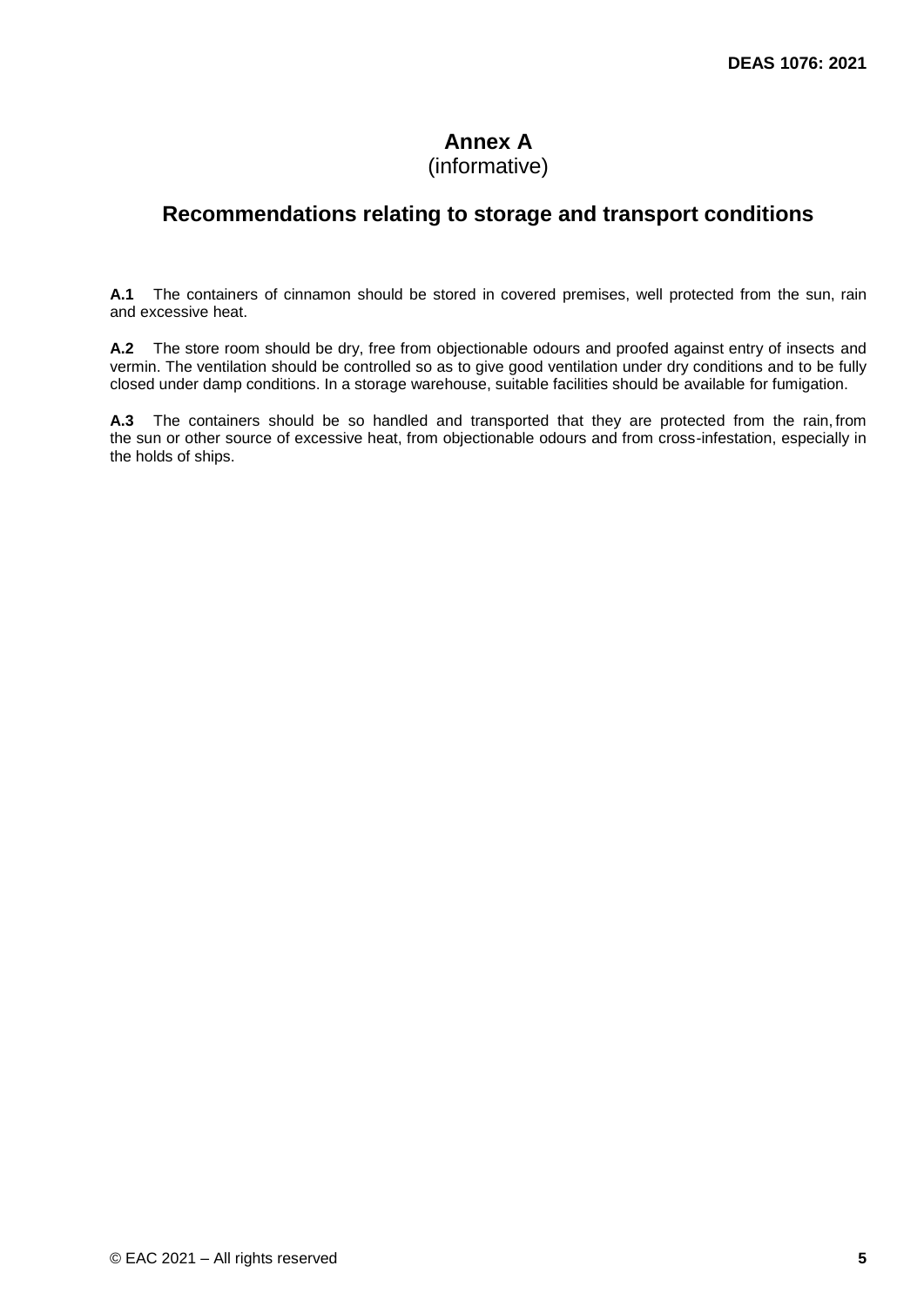# Annex A
(informative)

## Recommendations relating to storage and transport conditions

**A.1** The containers of cinnamon should be stored in covered premises, well protected from the sun, rain and excessive heat.

**A.2** The store room should be dry, free from objectionable odours and proofed against entry of insects and vermin. The ventilation should be controlled so as to give good ventilation under dry conditions and to be fully closed under damp conditions. In a storage warehouse, suitable facilities should be available for fumigation.

**A.3** The containers should be so handled and transported that they are protected from the rain, from the sun or other source of excessive heat, from objectionable odours and from cross-infestation, especially in the holds of ships.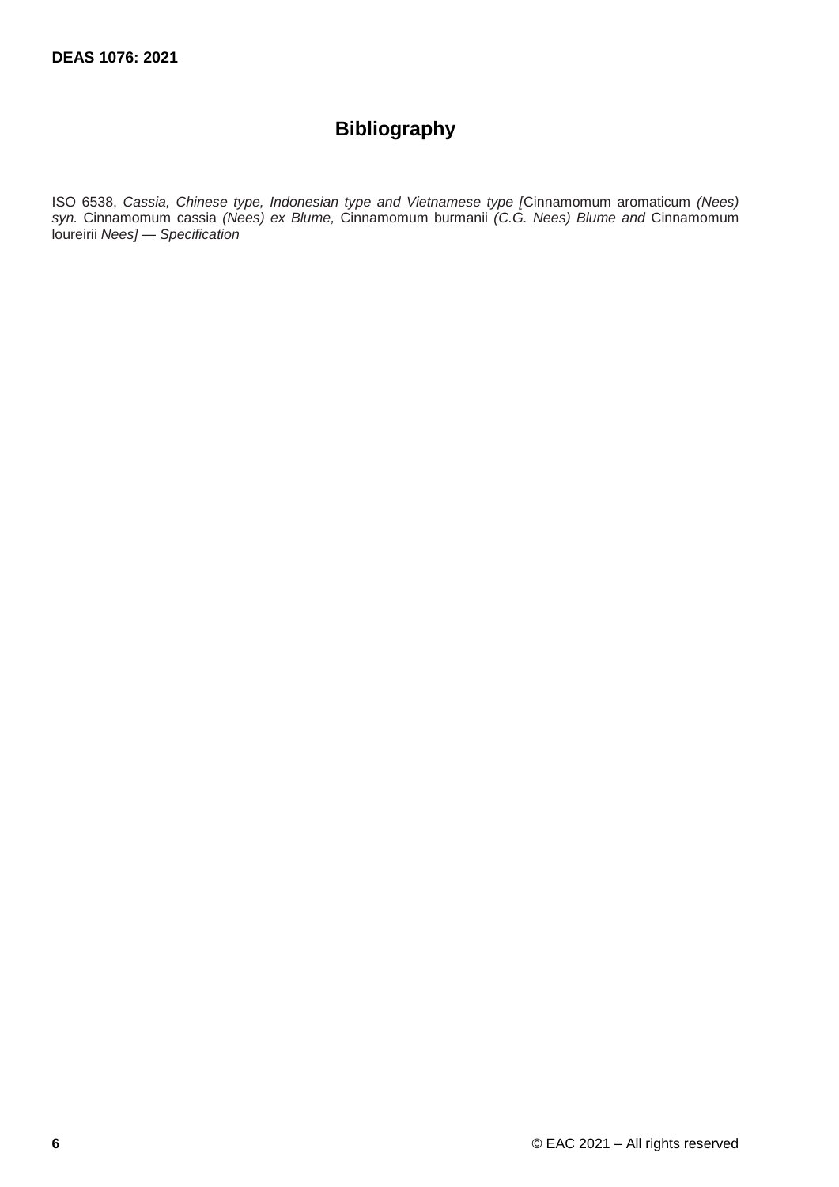# Bibliography

ISO 6538, *Cassia, Chinese type, Indonesian type and Vietnamese type [*Cinnamomum aromaticum *(Nees) syn.* Cinnamomum cassia *(Nees) ex Blume,* Cinnamomum burmanii *(C.G. Nees) Blume and* Cinnamomum loureirii *Nees] — Specification*